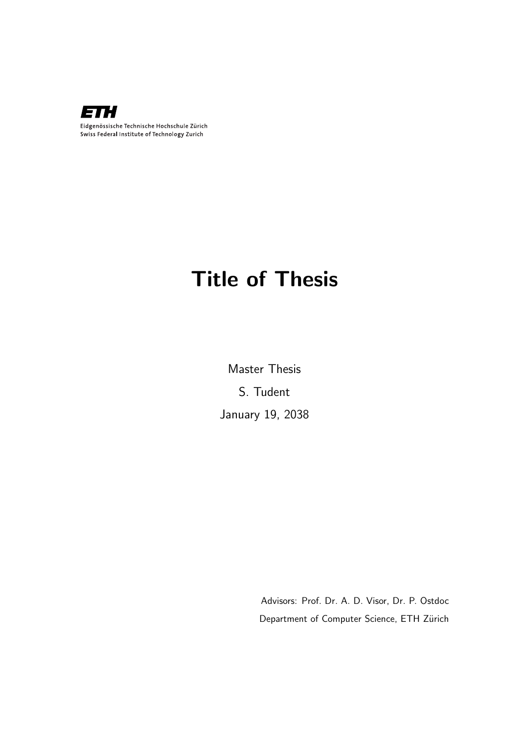**ETH**

Eidgenössische Technische Hochschule Zürich
Swiss Federal Institute of Technology Zurich

# Title of Thesis

Master Thesis

S. Tudent

January 19, 2038

Advisors: Prof. Dr. A. D. Visor, Dr. P. Ostdoc

Department of Computer Science, ETH Zürich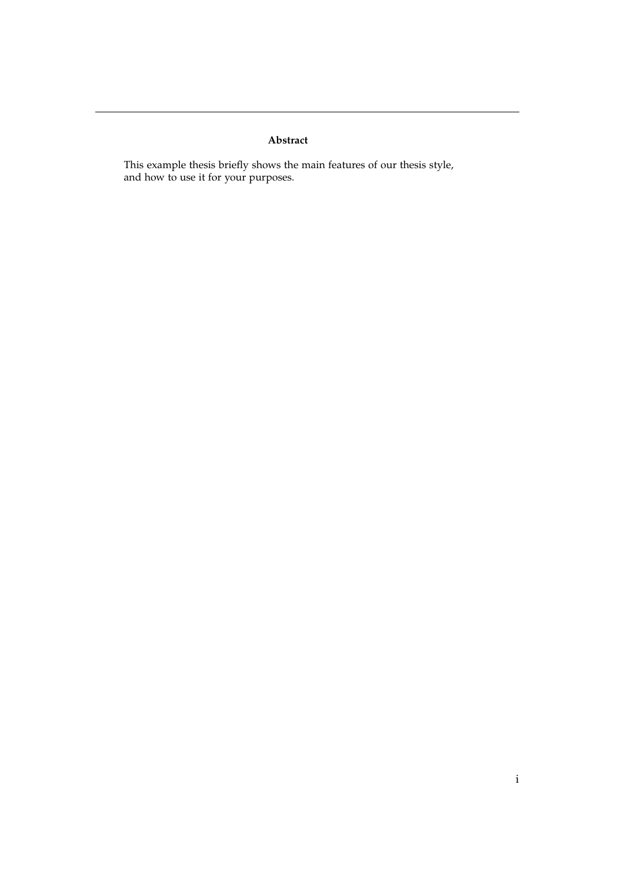**Abstract**

This example thesis briefly shows the main features of our thesis style, and how to use it for your purposes.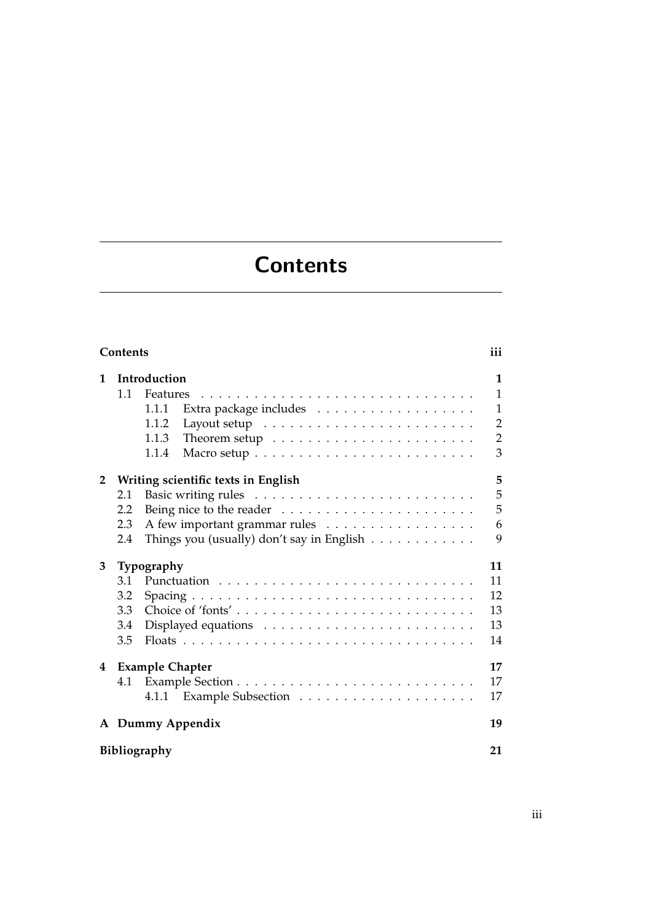# Contents

**Contents** **iii**

**1 Introduction** **1**

- 1.1 Features . . . . . 1
  - 1.1.1 Extra package includes . . . . . 1
  - 1.1.2 Layout setup . . . . . 2
  - 1.1.3 Theorem setup . . . . . 2
  - 1.1.4 Macro setup . . . . . 3

**2 Writing scientific texts in English** **5**

- 2.1 Basic writing rules . . . . . 5
- 2.2 Being nice to the reader . . . . . 5
- 2.3 A few important grammar rules . . . . . 6
- 2.4 Things you (usually) don't say in English . . . . . 9

**3 Typography** **11**

- 3.1 Punctuation . . . . . 11
- 3.2 Spacing . . . . . 12
- 3.3 Choice of 'fonts' . . . . . 13
- 3.4 Displayed equations . . . . . 13
- 3.5 Floats . . . . . 14

**4 Example Chapter** **17**

- 4.1 Example Section . . . . . 17
  - 4.1.1 Example Subsection . . . . . 17

**A Dummy Appendix** **19**

**Bibliography** **21**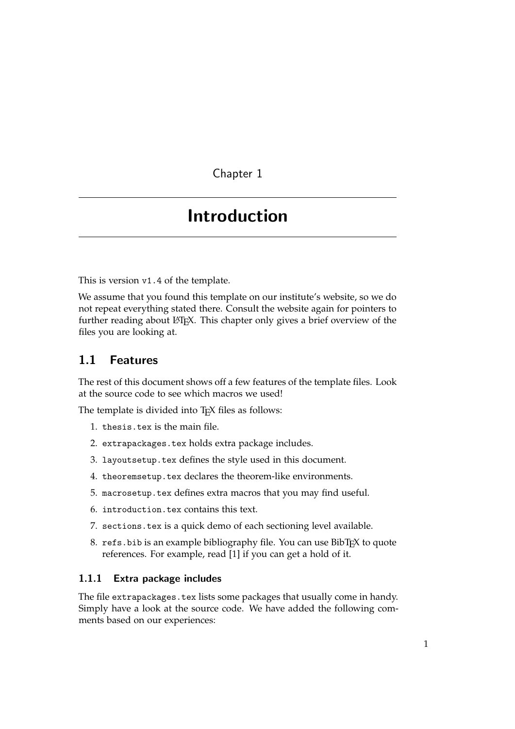# Chapter 1

# Introduction

This is version `v1.4` of the template.

We assume that you found this template on our institute's website, so we do not repeat everything stated there. Consult the website again for pointers to further reading about LaTeX. This chapter only gives a brief overview of the files you are looking at.

## 1.1 Features

The rest of this document shows off a few features of the template files. Look at the source code to see which macros we used!

The template is divided into TeX files as follows:

1. `thesis.tex` is the main file.
2. `extrapackages.tex` holds extra package includes.
3. `layoutsetup.tex` defines the style used in this document.
4. `theoremsetup.tex` declares the theorem-like environments.
5. `macrosetup.tex` defines extra macros that you may find useful.
6. `introduction.tex` contains this text.
7. `sections.tex` is a quick demo of each sectioning level available.
8. `refs.bib` is an example bibliography file. You can use BibTeX to quote references. For example, read [1] if you can get a hold of it.

### 1.1.1 Extra package includes

The file `extrapackages.tex` lists some packages that usually come in handy. Simply have a look at the source code. We have added the following comments based on our experiences: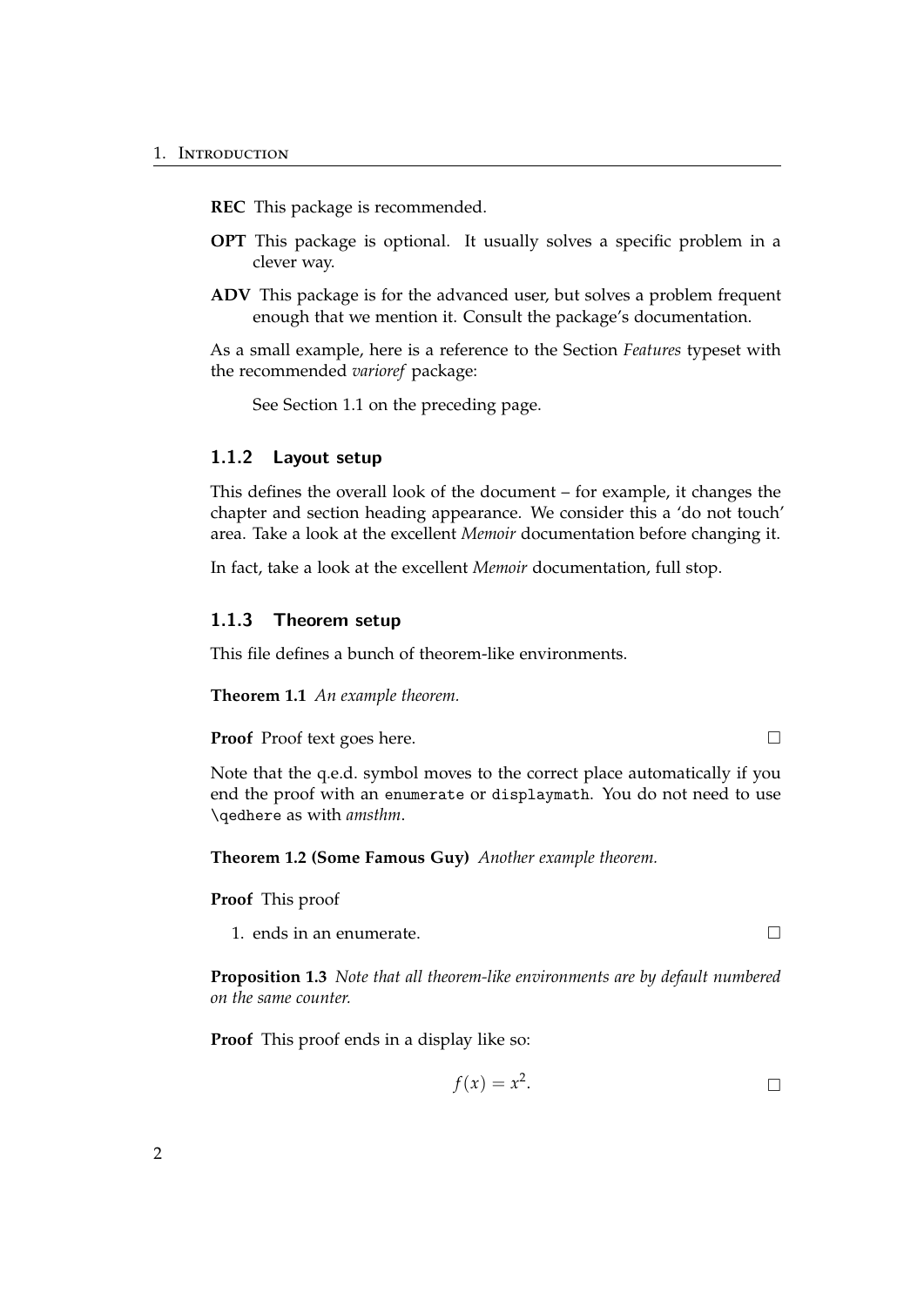**REC** This package is recommended.

**OPT** This package is optional. It usually solves a specific problem in a clever way.

**ADV** This package is for the advanced user, but solves a problem frequent enough that we mention it. Consult the package's documentation.

As a small example, here is a reference to the Section *Features* typeset with the recommended *varioref* package:

> See Section 1.1 on the preceding page.

### 1.1.2 Layout setup

This defines the overall look of the document – for example, it changes the chapter and section heading appearance. We consider this a 'do not touch' area. Take a look at the excellent *Memoir* documentation before changing it.

In fact, take a look at the excellent *Memoir* documentation, full stop.

### 1.1.3 Theorem setup

This file defines a bunch of theorem-like environments.

**Theorem 1.1** *An example theorem.*

**Proof** Proof text goes here. □

Note that the q.e.d. symbol moves to the correct place automatically if you end the proof with an `enumerate` or `displaymath`. You do not need to use `\qedhere` as with *amsthm*.

**Theorem 1.2 (Some Famous Guy)** *Another example theorem.*

**Proof** This proof

1. ends in an enumerate. □

**Proposition 1.3** *Note that all theorem-like environments are by default numbered on the same counter.*

**Proof** This proof ends in a display like so:

$$f(x) = x^2. \qquad \square$$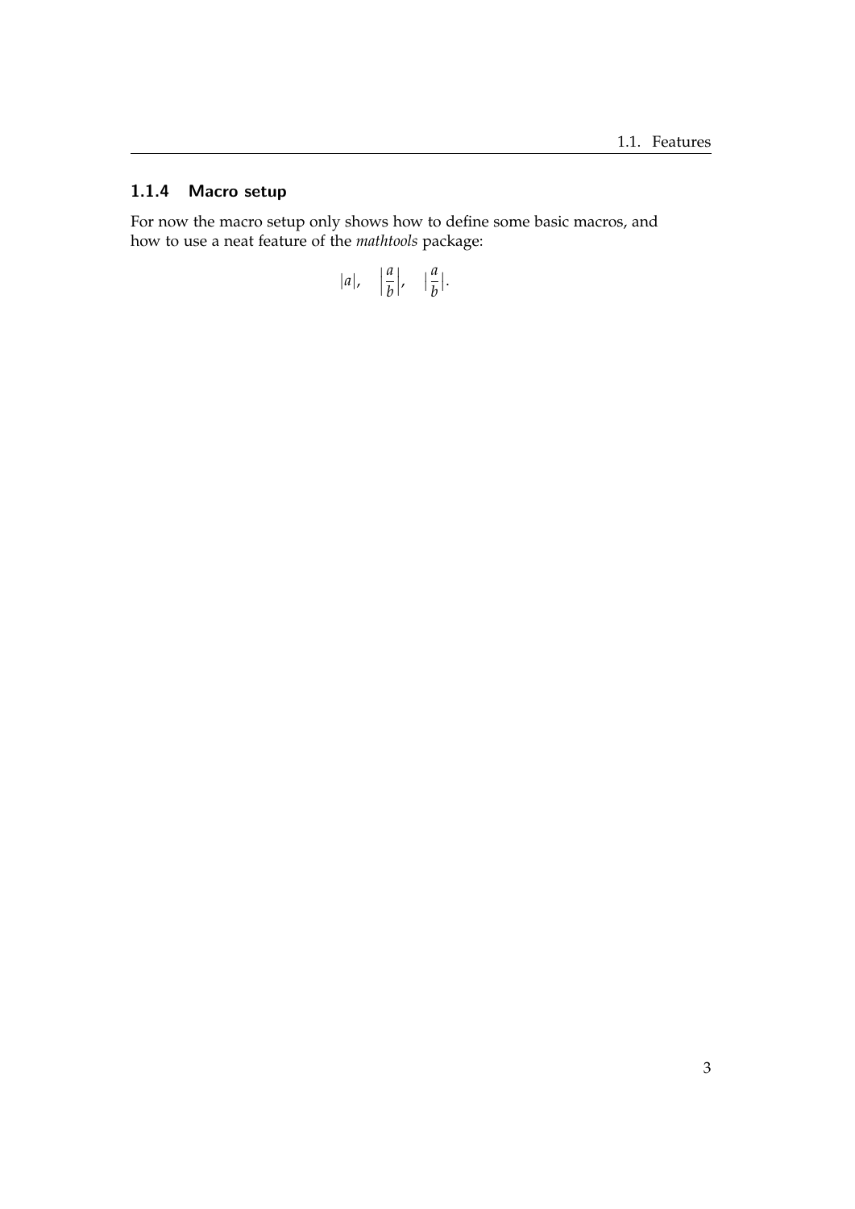### 1.1.4 Macro setup

For now the macro setup only shows how to define some basic macros, and how to use a neat feature of the *mathtools* package:

$$|a|, \quad \left|\frac{a}{b}\right|, \quad |\frac{a}{b}|.$$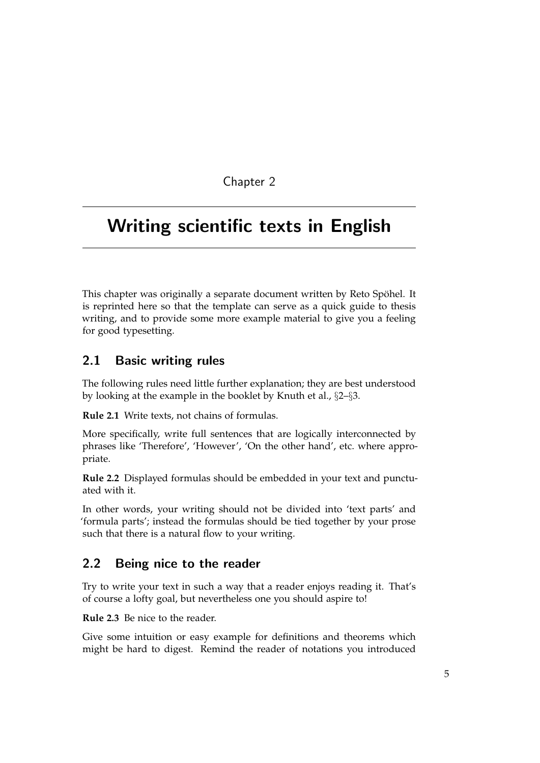Chapter 2

# Writing scientific texts in English

This chapter was originally a separate document written by Reto Spöhel. It is reprinted here so that the template can serve as a quick guide to thesis writing, and to provide some more example material to give you a feeling for good typesetting.

## 2.1 Basic writing rules

The following rules need little further explanation; they are best understood by looking at the example in the booklet by Knuth et al., §2–§3.

**Rule 2.1** Write texts, not chains of formulas.

More specifically, write full sentences that are logically interconnected by phrases like 'Therefore', 'However', 'On the other hand', etc. where appropriate.

**Rule 2.2** Displayed formulas should be embedded in your text and punctuated with it.

In other words, your writing should not be divided into 'text parts' and 'formula parts'; instead the formulas should be tied together by your prose such that there is a natural flow to your writing.

## 2.2 Being nice to the reader

Try to write your text in such a way that a reader enjoys reading it. That's of course a lofty goal, but nevertheless one you should aspire to!

**Rule 2.3** Be nice to the reader.

Give some intuition or easy example for definitions and theorems which might be hard to digest. Remind the reader of notations you introduced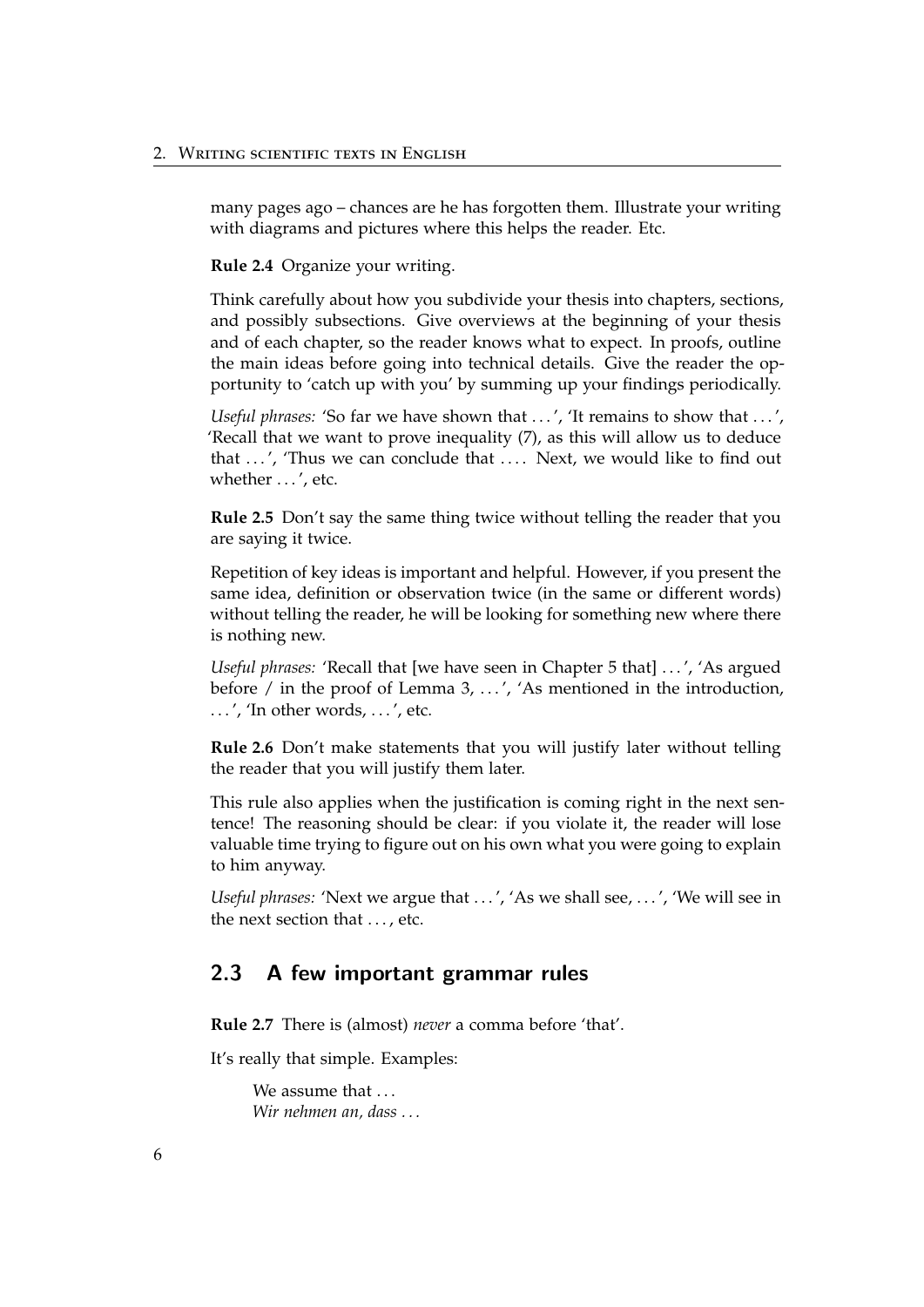many pages ago – chances are he has forgotten them. Illustrate your writing with diagrams and pictures where this helps the reader. Etc.

**Rule 2.4** Organize your writing.

Think carefully about how you subdivide your thesis into chapters, sections, and possibly subsections. Give overviews at the beginning of your thesis and of each chapter, so the reader knows what to expect. In proofs, outline the main ideas before going into technical details. Give the reader the opportunity to 'catch up with you' by summing up your findings periodically.

*Useful phrases:* 'So far we have shown that . . . ', 'It remains to show that . . . ', 'Recall that we want to prove inequality (7), as this will allow us to deduce that . . . ', 'Thus we can conclude that . . . . Next, we would like to find out whether . . . ', etc.

**Rule 2.5** Don't say the same thing twice without telling the reader that you are saying it twice.

Repetition of key ideas is important and helpful. However, if you present the same idea, definition or observation twice (in the same or different words) without telling the reader, he will be looking for something new where there is nothing new.

*Useful phrases:* 'Recall that [we have seen in Chapter 5 that] . . . ', 'As argued before / in the proof of Lemma 3, . . . ', 'As mentioned in the introduction, . . . ', 'In other words, . . . ', etc.

**Rule 2.6** Don't make statements that you will justify later without telling the reader that you will justify them later.

This rule also applies when the justification is coming right in the next sentence! The reasoning should be clear: if you violate it, the reader will lose valuable time trying to figure out on his own what you were going to explain to him anyway.

*Useful phrases:* 'Next we argue that . . . ', 'As we shall see, . . . ', 'We will see in the next section that . . . , etc.

## 2.3 A few important grammar rules

**Rule 2.7** There is (almost) *never* a comma before 'that'.

It's really that simple. Examples:

> We assume that . . .
> *Wir nehmen an, dass . . .*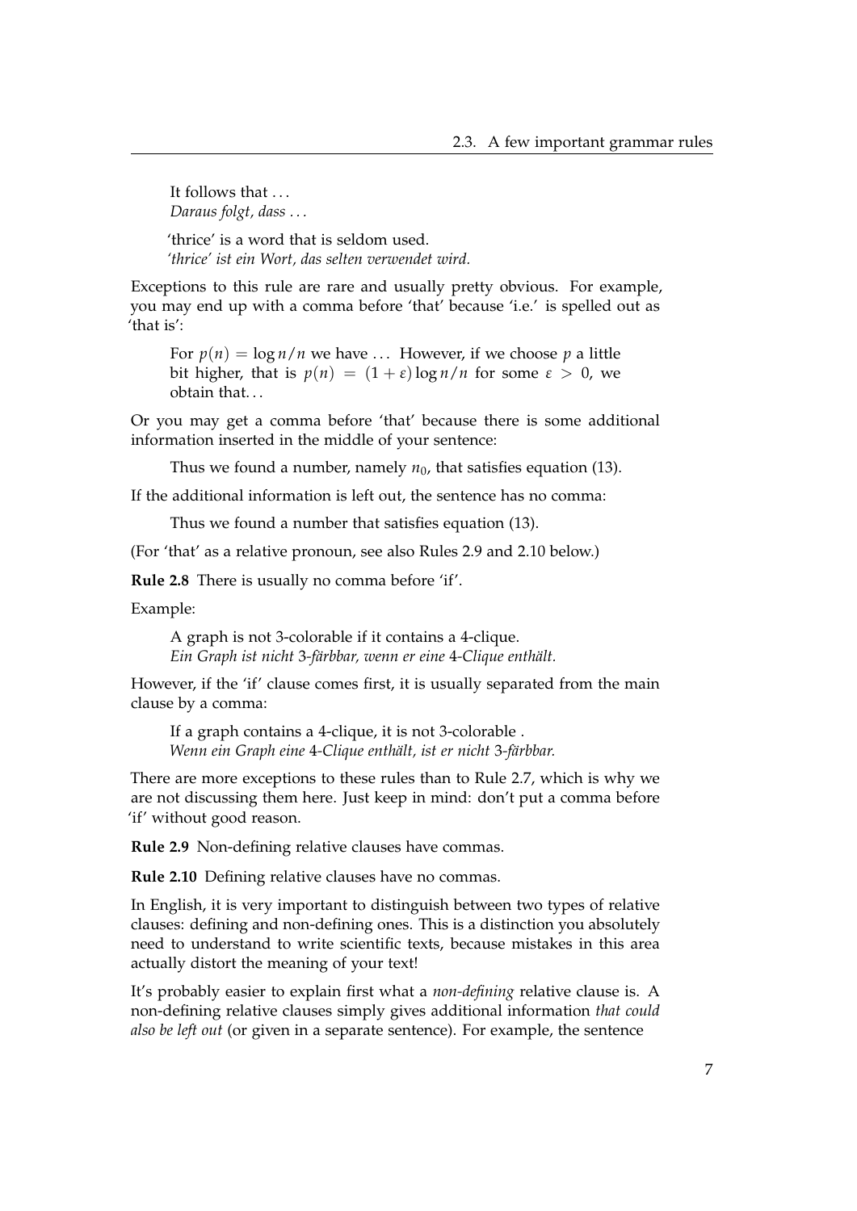> It follows that ...
> *Daraus folgt, dass ...*

> 'thrice' is a word that is seldom used.
> *'thrice' ist ein Wort, das selten verwendet wird.*

Exceptions to this rule are rare and usually pretty obvious. For example, you may end up with a comma before 'that' because 'i.e.' is spelled out as 'that is':

> For $p(n) = \log n/n$ we have ... However, if we choose $p$ a little bit higher, that is $p(n) = (1+\varepsilon)\log n/n$ for some $\varepsilon > 0$, we obtain that...

Or you may get a comma before 'that' because there is some additional information inserted in the middle of your sentence:

> Thus we found a number, namely $n_0$, that satisfies equation (13).

If the additional information is left out, the sentence has no comma:

> Thus we found a number that satisfies equation (13).

(For 'that' as a relative pronoun, see also Rules 2.9 and 2.10 below.)

**Rule 2.8** There is usually no comma before 'if'.

Example:

> A graph is not 3-colorable if it contains a 4-clique.
> *Ein Graph ist nicht 3-färbbar, wenn er eine 4-Clique enthält.*

However, if the 'if' clause comes first, it is usually separated from the main clause by a comma:

> If a graph contains a 4-clique, it is not 3-colorable .
> *Wenn ein Graph eine 4-Clique enthält, ist er nicht 3-färbbar.*

There are more exceptions to these rules than to Rule 2.7, which is why we are not discussing them here. Just keep in mind: don't put a comma before 'if' without good reason.

**Rule 2.9** Non-defining relative clauses have commas.

**Rule 2.10** Defining relative clauses have no commas.

In English, it is very important to distinguish between two types of relative clauses: defining and non-defining ones. This is a distinction you absolutely need to understand to write scientific texts, because mistakes in this area actually distort the meaning of your text!

It's probably easier to explain first what a *non-defining* relative clause is. A non-defining relative clauses simply gives additional information *that could also be left out* (or given in a separate sentence). For example, the sentence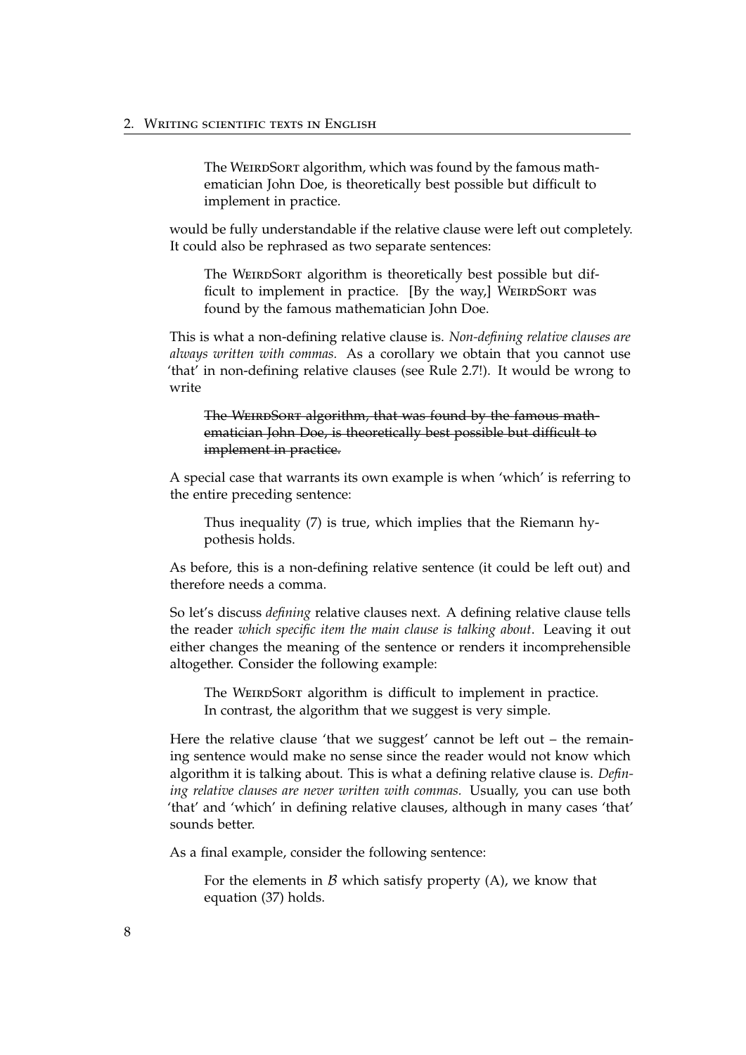> The WeirdSort algorithm, which was found by the famous mathematician John Doe, is theoretically best possible but difficult to implement in practice.

would be fully understandable if the relative clause were left out completely. It could also be rephrased as two separate sentences:

> The WeirdSort algorithm is theoretically best possible but difficult to implement in practice. [By the way,] WeirdSort was found by the famous mathematician John Doe.

This is what a non-defining relative clause is. *Non-defining relative clauses are always written with commas.* As a corollary we obtain that you cannot use 'that' in non-defining relative clauses (see Rule 2.7!). It would be wrong to write

> ~~The WeirdSort algorithm, that was found by the famous mathematician John Doe, is theoretically best possible but difficult to implement in practice.~~

A special case that warrants its own example is when 'which' is referring to the entire preceding sentence:

> Thus inequality (7) is true, which implies that the Riemann hypothesis holds.

As before, this is a non-defining relative sentence (it could be left out) and therefore needs a comma.

So let's discuss *defining* relative clauses next. A defining relative clause tells the reader *which specific item the main clause is talking about*. Leaving it out either changes the meaning of the sentence or renders it incomprehensible altogether. Consider the following example:

> The WeirdSort algorithm is difficult to implement in practice. In contrast, the algorithm that we suggest is very simple.

Here the relative clause 'that we suggest' cannot be left out – the remaining sentence would make no sense since the reader would not know which algorithm it is talking about. This is what a defining relative clause is. *Defining relative clauses are never written with commas.* Usually, you can use both 'that' and 'which' in defining relative clauses, although in many cases 'that' sounds better.

As a final example, consider the following sentence:

> For the elements in $\mathcal{B}$ which satisfy property (A), we know that equation (37) holds.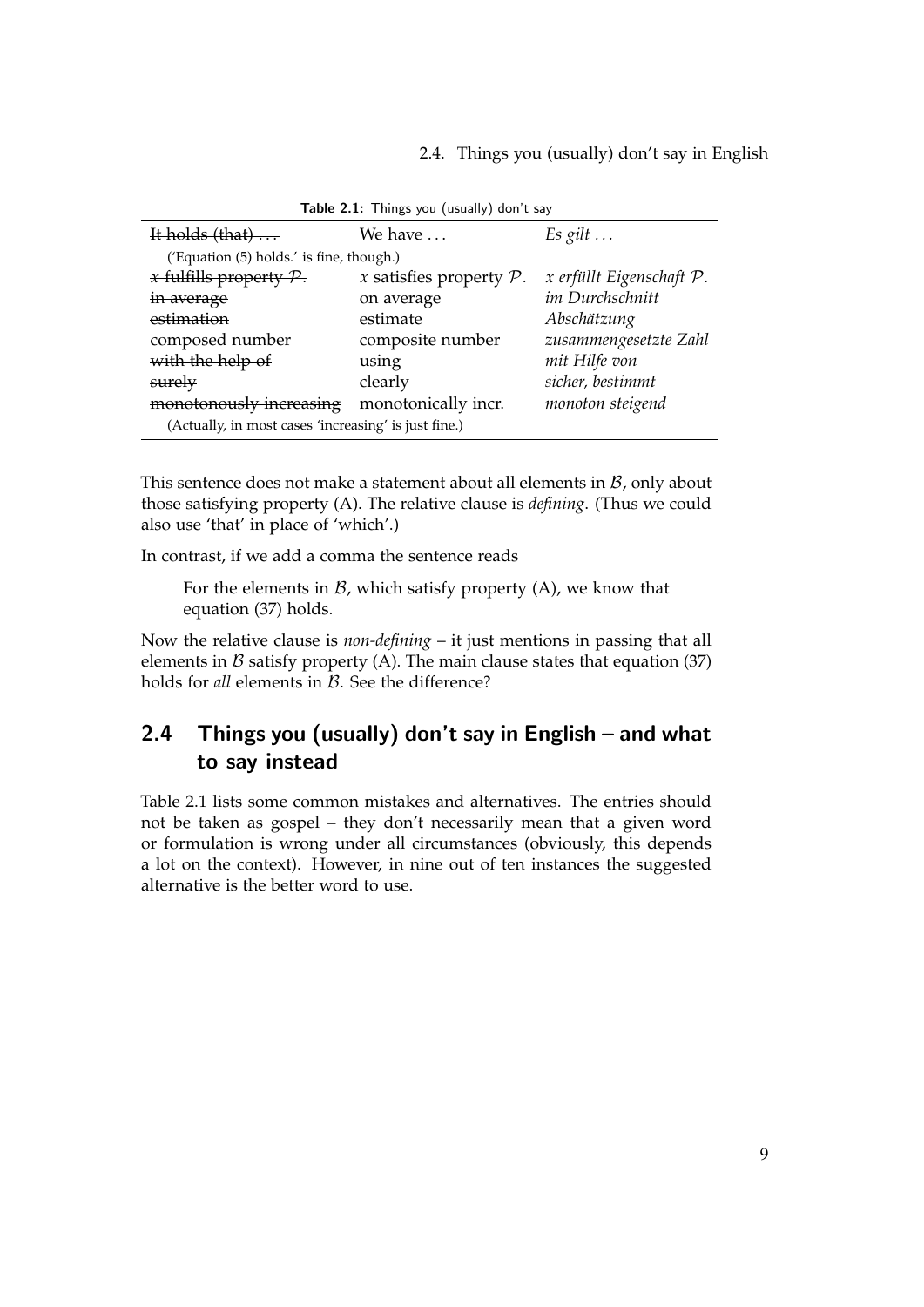**Table 2.1:** Things you (usually) don't say

| ~~It holds (that) ...~~ | We have ... | *Es gilt ...* |
|---|---|---|
| ('Equation (5) holds.' is fine, though.) | | |
| ~~$x$ fulfills property $\mathcal{P}$.~~ | $x$ satisfies property $\mathcal{P}$. | *$x$ erfüllt Eigenschaft $\mathcal{P}$.* |
| ~~in average~~ | on average | *im Durchschnitt* |
| ~~estimation~~ | estimate | *Abschätzung* |
| ~~composed number~~ | composite number | *zusammengesetzte Zahl* |
| ~~with the help of~~ | using | *mit Hilfe von* |
| ~~surely~~ | clearly | *sicher, bestimmt* |
| ~~monotonously increasing~~ | monotonically incr. | *monoton steigend* |
| (Actually, in most cases 'increasing' is just fine.) | | |

This sentence does not make a statement about all elements in $\mathcal{B}$, only about those satisfying property (A). The relative clause is *defining*. (Thus we could also use 'that' in place of 'which'.)

In contrast, if we add a comma the sentence reads

> For the elements in $\mathcal{B}$, which satisfy property (A), we know that equation (37) holds.

Now the relative clause is *non-defining* – it just mentions in passing that all elements in $\mathcal{B}$ satisfy property (A). The main clause states that equation (37) holds for *all* elements in $\mathcal{B}$. See the difference?

## 2.4 Things you (usually) don't say in English – and what to say instead

Table 2.1 lists some common mistakes and alternatives. The entries should not be taken as gospel – they don't necessarily mean that a given word or formulation is wrong under all circumstances (obviously, this depends a lot on the context). However, in nine out of ten instances the suggested alternative is the better word to use.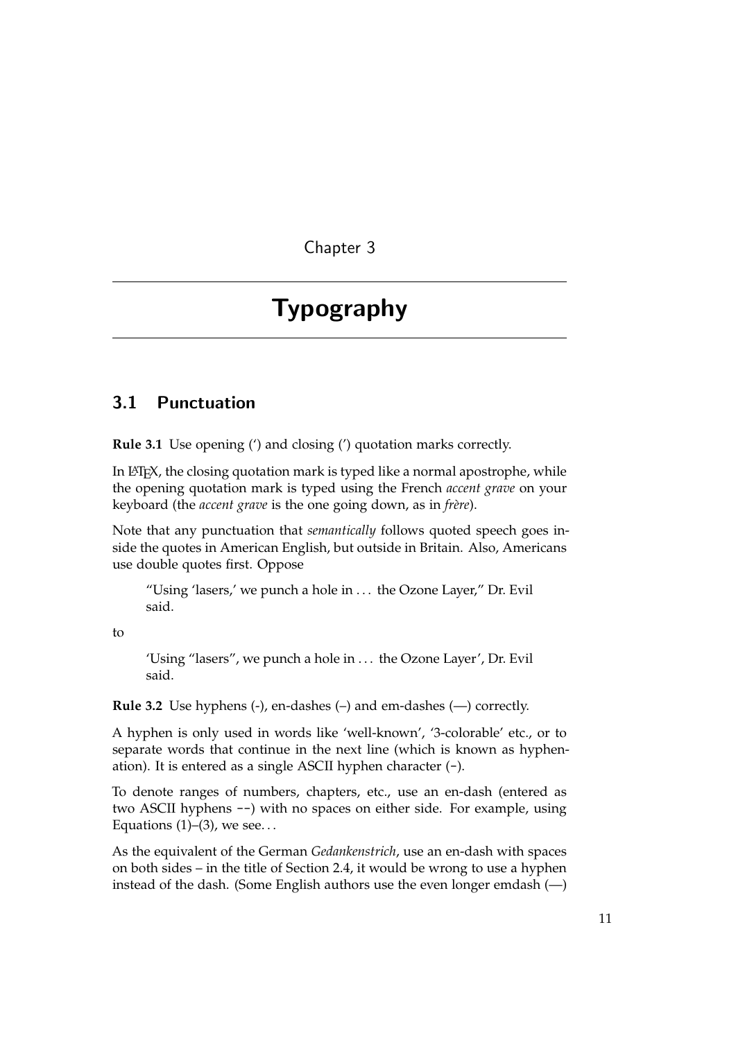Chapter 3

# Typography

## 3.1 Punctuation

**Rule 3.1** Use opening (‘) and closing (’) quotation marks correctly.

In LaTeX, the closing quotation mark is typed like a normal apostrophe, while the opening quotation mark is typed using the French *accent grave* on your keyboard (the *accent grave* is the one going down, as in *frère*).

Note that any punctuation that *semantically* follows quoted speech goes inside the quotes in American English, but outside in Britain. Also, Americans use double quotes first. Oppose

> “Using ‘lasers,’ we punch a hole in … the Ozone Layer,” Dr. Evil said.

to

> ‘Using “lasers”, we punch a hole in … the Ozone Layer’, Dr. Evil said.

**Rule 3.2** Use hyphens (-), en-dashes (–) and em-dashes (—) correctly.

A hyphen is only used in words like ‘well-known’, ‘3-colorable’ etc., or to separate words that continue in the next line (which is known as hyphenation). It is entered as a single ASCII hyphen character (`-`).

To denote ranges of numbers, chapters, etc., use an en-dash (entered as two ASCII hyphens `--`) with no spaces on either side. For example, using Equations (1)–(3), we see…

As the equivalent of the German *Gedankenstrich*, use an en-dash with spaces on both sides – in the title of Section 2.4, it would be wrong to use a hyphen instead of the dash. (Some English authors use the even longer emdash (—)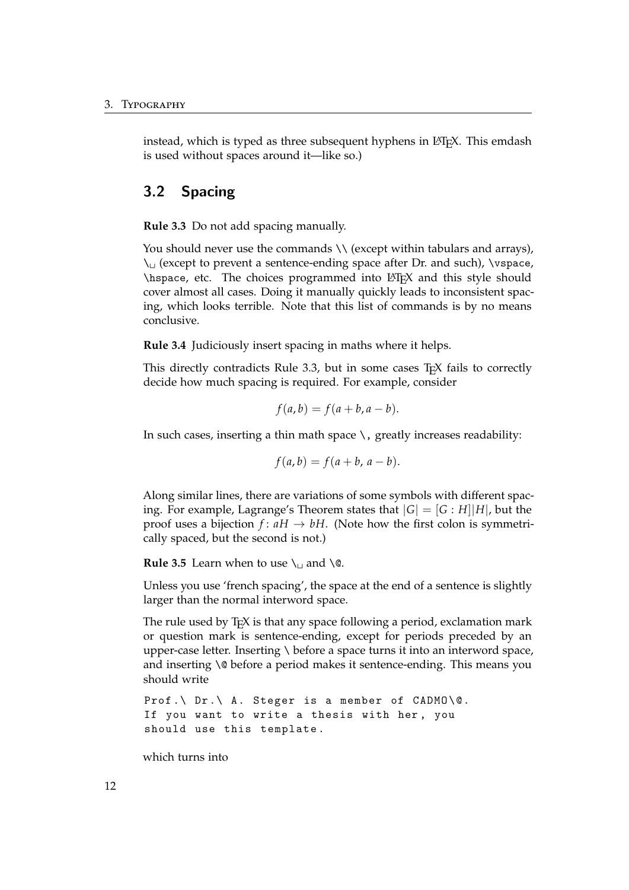instead, which is typed as three subsequent hyphens in LaTeX. This emdash is used without spaces around it—like so.)

## 3.2 Spacing

**Rule 3.3** Do not add spacing manually.

You should never use the commands `\\` (except within tabulars and arrays), `\␣` (except to prevent a sentence-ending space after Dr. and such), `\vspace`, `\hspace`, etc. The choices programmed into LaTeX and this style should cover almost all cases. Doing it manually quickly leads to inconsistent spacing, which looks terrible. Note that this list of commands is by no means conclusive.

**Rule 3.4** Judiciously insert spacing in maths where it helps.

This directly contradicts Rule 3.3, but in some cases TeX fails to correctly decide how much spacing is required. For example, consider

$$f(a,b) = f(a+b,a-b).$$

In such cases, inserting a thin math space `\,` greatly increases readability:

$$f(a,b) = f(a+b,\, a-b).$$

Along similar lines, there are variations of some symbols with different spacing. For example, Lagrange's Theorem states that $|G| = [G : H]|H|$, but the proof uses a bijection $f\colon aH \to bH$. (Note how the first colon is symmetrically spaced, but the second is not.)

**Rule 3.5** Learn when to use `\␣` and `\@`.

Unless you use 'french spacing', the space at the end of a sentence is slightly larger than the normal interword space.

The rule used by TeX is that any space following a period, exclamation mark or question mark is sentence-ending, except for periods preceded by an upper-case letter. Inserting `\` before a space turns it into an interword space, and inserting `\@` before a period makes it sentence-ending. This means you should write

```
Prof.\ Dr.\ A. Steger is a member of CADMO\@.
If you want to write a thesis with her, you
should use this template.
```

which turns into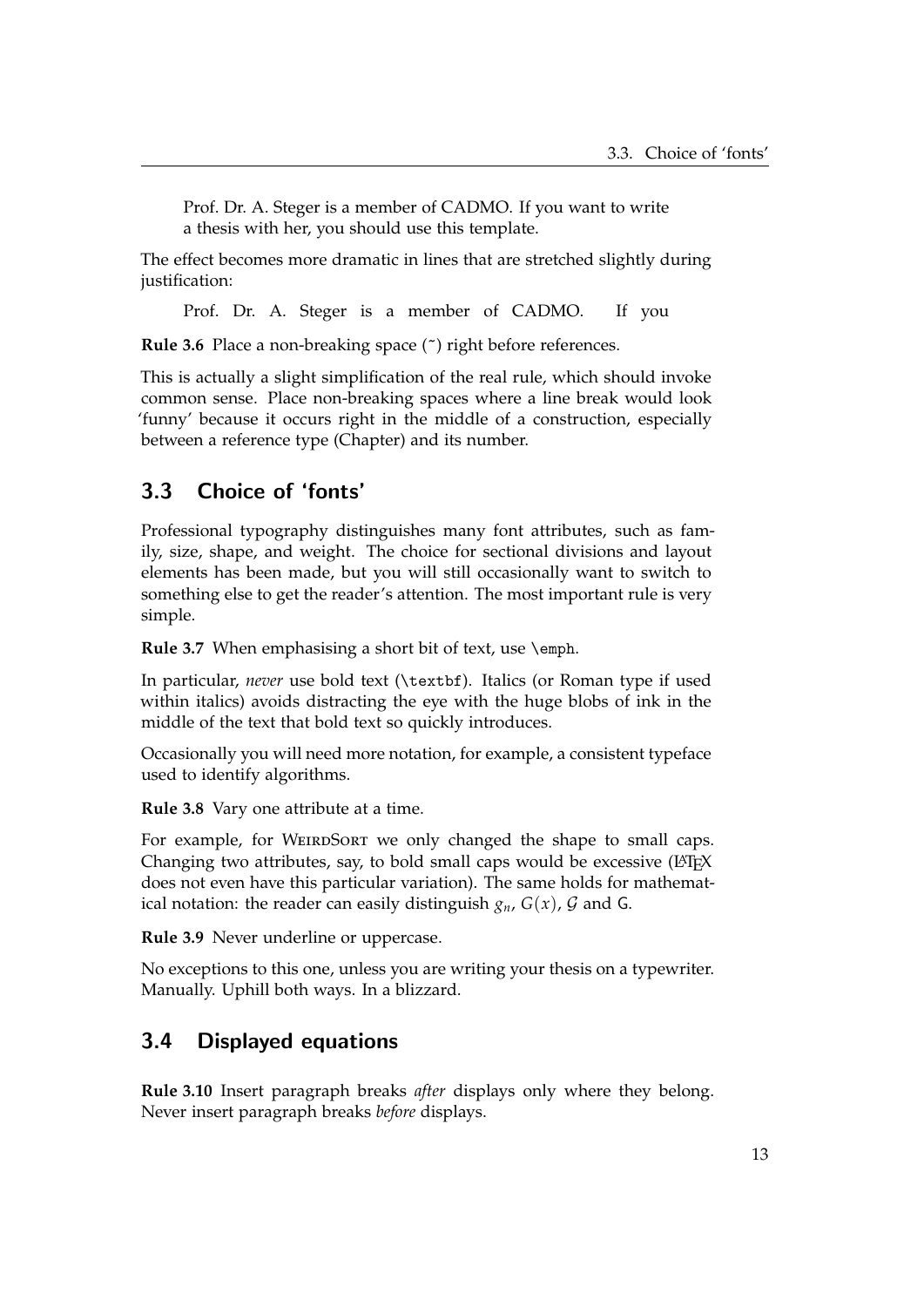Prof. Dr. A. Steger is a member of CADMO. If you want to write a thesis with her, you should use this template.

The effect becomes more dramatic in lines that are stretched slightly during justification:

Prof. Dr. A. Steger is a member of CADMO. If you

**Rule 3.6** Place a non-breaking space (~) right before references.

This is actually a slight simplification of the real rule, which should invoke common sense. Place non-breaking spaces where a line break would look 'funny' because it occurs right in the middle of a construction, especially between a reference type (Chapter) and its number.

## 3.3 Choice of 'fonts'

Professional typography distinguishes many font attributes, such as family, size, shape, and weight. The choice for sectional divisions and layout elements has been made, but you will still occasionally want to switch to something else to get the reader's attention. The most important rule is very simple.

**Rule 3.7** When emphasising a short bit of text, use `\emph`.

In particular, *never* use bold text (`\textbf`). Italics (or Roman type if used within italics) avoids distracting the eye with the huge blobs of ink in the middle of the text that bold text so quickly introduces.

Occasionally you will need more notation, for example, a consistent typeface used to identify algorithms.

**Rule 3.8** Vary one attribute at a time.

For example, for WeirdSort we only changed the shape to small caps. Changing two attributes, say, to bold small caps would be excessive (LaTeX does not even have this particular variation). The same holds for mathematical notation: the reader can easily distinguish $g_n$, $G(x)$, $\mathcal{G}$ and $\mathsf{G}$.

**Rule 3.9** Never underline or uppercase.

No exceptions to this one, unless you are writing your thesis on a typewriter. Manually. Uphill both ways. In a blizzard.

## 3.4 Displayed equations

**Rule 3.10** Insert paragraph breaks *after* displays only where they belong. Never insert paragraph breaks *before* displays.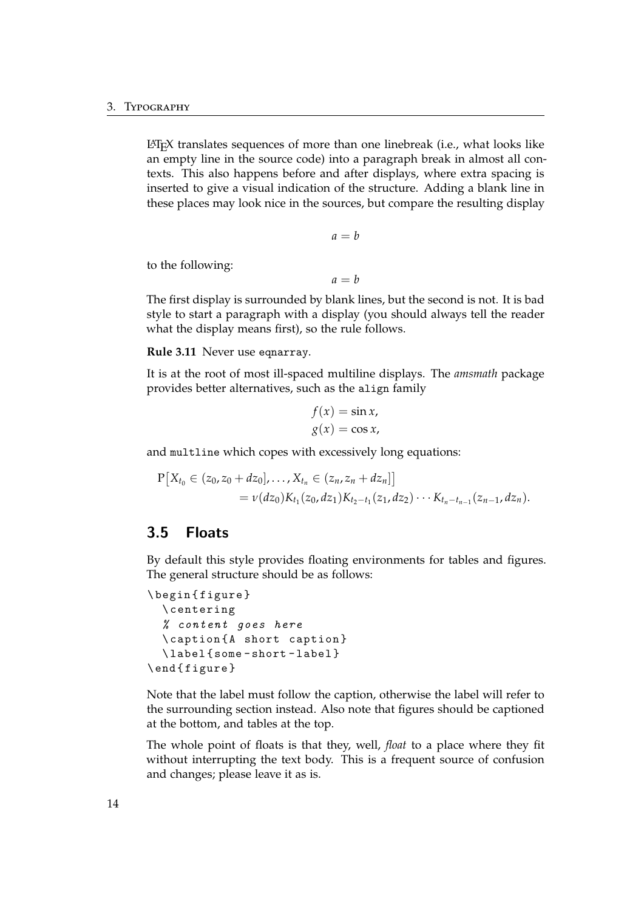LaTeX translates sequences of more than one linebreak (i.e., what looks like an empty line in the source code) into a paragraph break in almost all contexts. This also happens before and after displays, where extra spacing is inserted to give a visual indication of the structure. Adding a blank line in these places may look nice in the sources, but compare the resulting display

$$a = b$$

to the following:

$$a = b$$

The first display is surrounded by blank lines, but the second is not. It is bad style to start a paragraph with a display (you should always tell the reader what the display means first), so the rule follows.

**Rule 3.11** Never use `eqnarray`.

It is at the root of most ill-spaced multiline displays. The *amsmath* package provides better alternatives, such as the `align` family

$$\begin{aligned} f(x) &= \sin x, \\ g(x) &= \cos x, \end{aligned}$$

and `multline` which copes with excessively long equations:

$$\begin{multline} \mathrm{P}\big[X_{t_0} \in (z_0, z_0 + dz_0], \ldots, X_{t_n} \in (z_n, z_n + dz_n]\big] \\ = \nu(dz_0) K_{t_1}(z_0, dz_1) K_{t_2 - t_1}(z_1, dz_2) \cdots K_{t_n - t_{n-1}}(z_{n-1}, dz_n). \end{multline}$$

## 3.5 Floats

By default this style provides floating environments for tables and figures. The general structure should be as follows:

```
\begin{figure}
  \centering
  % content goes here
  \caption{A short caption}
  \label{some-short-label}
\end{figure}
```

Note that the label must follow the caption, otherwise the label will refer to the surrounding section instead. Also note that figures should be captioned at the bottom, and tables at the top.

The whole point of floats is that they, well, *float* to a place where they fit without interrupting the text body. This is a frequent source of confusion and changes; please leave it as is.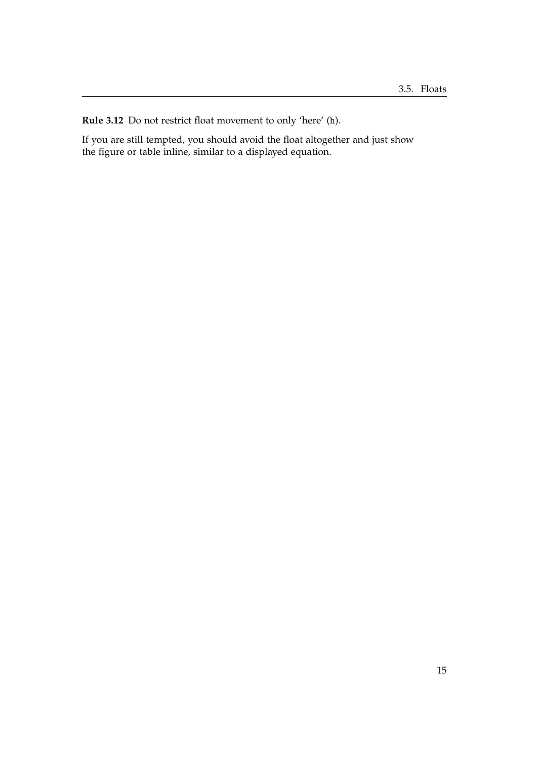**Rule 3.12** Do not restrict float movement to only 'here' (`h`).

If you are still tempted, you should avoid the float altogether and just show the figure or table inline, similar to a displayed equation.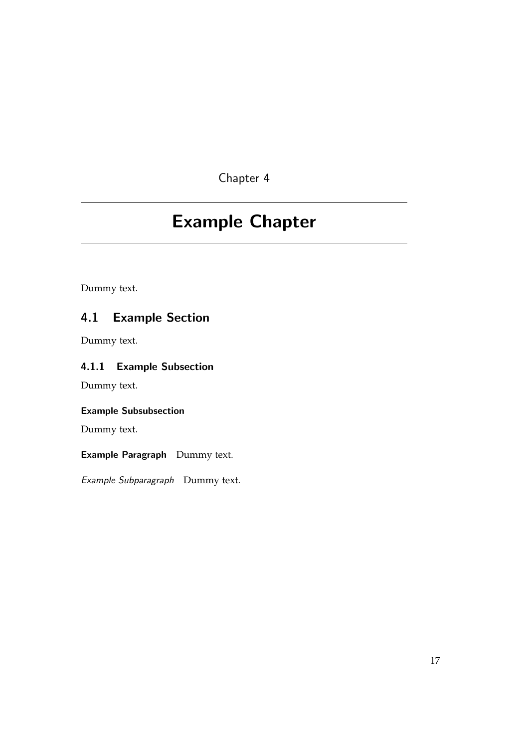# Chapter 4

# Example Chapter

Dummy text.

## 4.1 Example Section

Dummy text.

### 4.1.1 Example Subsection

Dummy text.

#### Example Subsubsection

Dummy text.

**Example Paragraph** Dummy text.

*Example Subparagraph* Dummy text.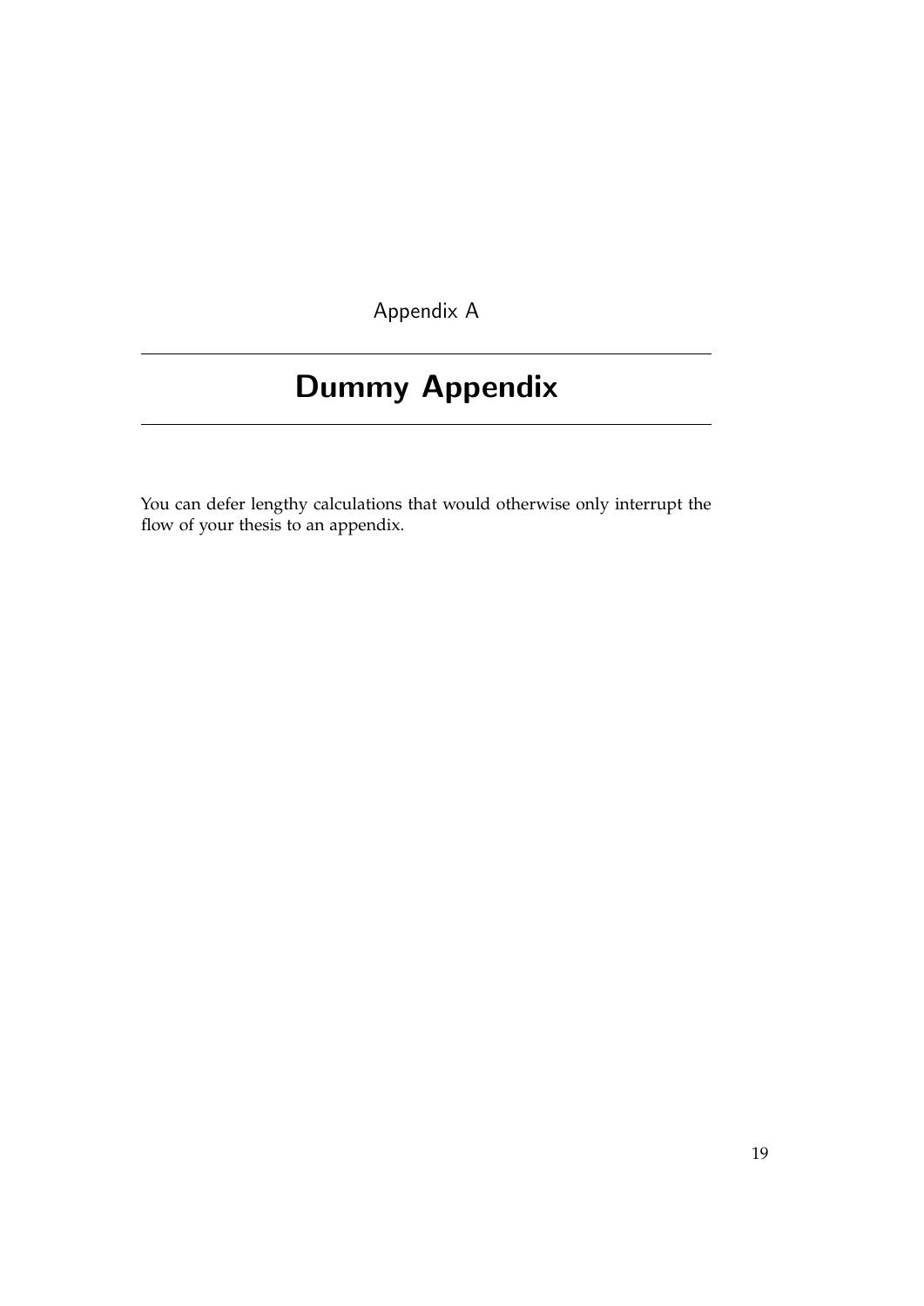# Appendix A

# Dummy Appendix

You can defer lengthy calculations that would otherwise only interrupt the flow of your thesis to an appendix.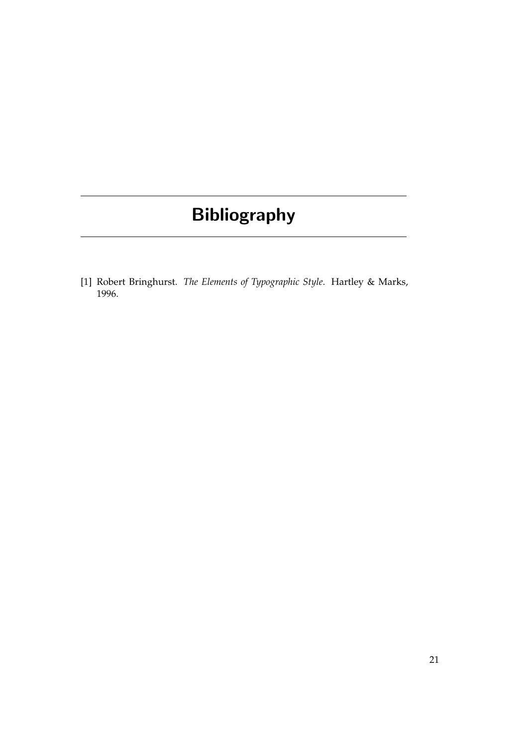# Bibliography

[1] Robert Bringhurst. *The Elements of Typographic Style*. Hartley & Marks, 1996.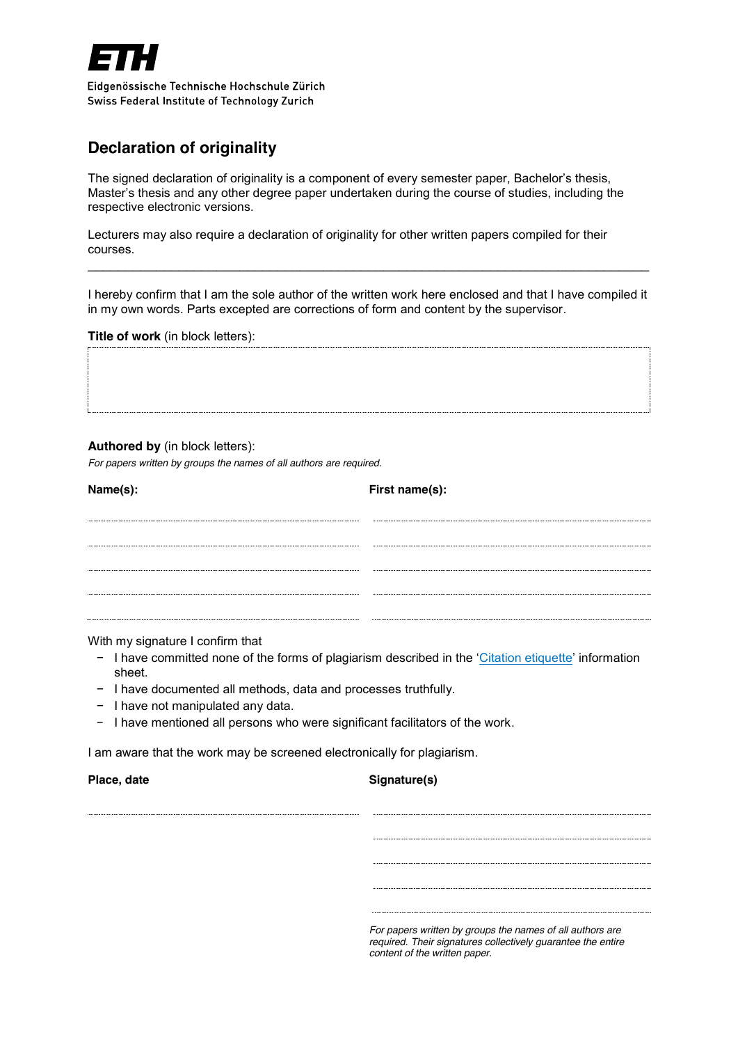ETH

Eidgenössische Technische Hochschule Zürich
Swiss Federal Institute of Technology Zurich

## Declaration of originality

The signed declaration of originality is a component of every semester paper, Bachelor's thesis, Master's thesis and any other degree paper undertaken during the course of studies, including the respective electronic versions.

Lecturers may also require a declaration of originality for other written papers compiled for their courses.

---

I hereby confirm that I am the sole author of the written work here enclosed and that I have compiled it in my own words. Parts excepted are corrections of form and content by the supervisor.

**Title of work** (in block letters):

**Authored by** (in block letters):

*For papers written by groups the names of all authors are required.*

| **Name(s):** | **First name(s):** |
| --- | --- |
| | |
| | |
| | |
| | |
| | |

With my signature I confirm that

- I have committed none of the forms of plagiarism described in the 'Citation etiquette' information sheet.
- I have documented all methods, data and processes truthfully.
- I have not manipulated any data.
- I have mentioned all persons who were significant facilitators of the work.

I am aware that the work may be screened electronically for plagiarism.

| **Place, date** | **Signature(s)** |
| --- | --- |
| | |
| | |
| | |
| | |
| | |

*For papers written by groups the names of all authors are required. Their signatures collectively guarantee the entire content of the written paper.*